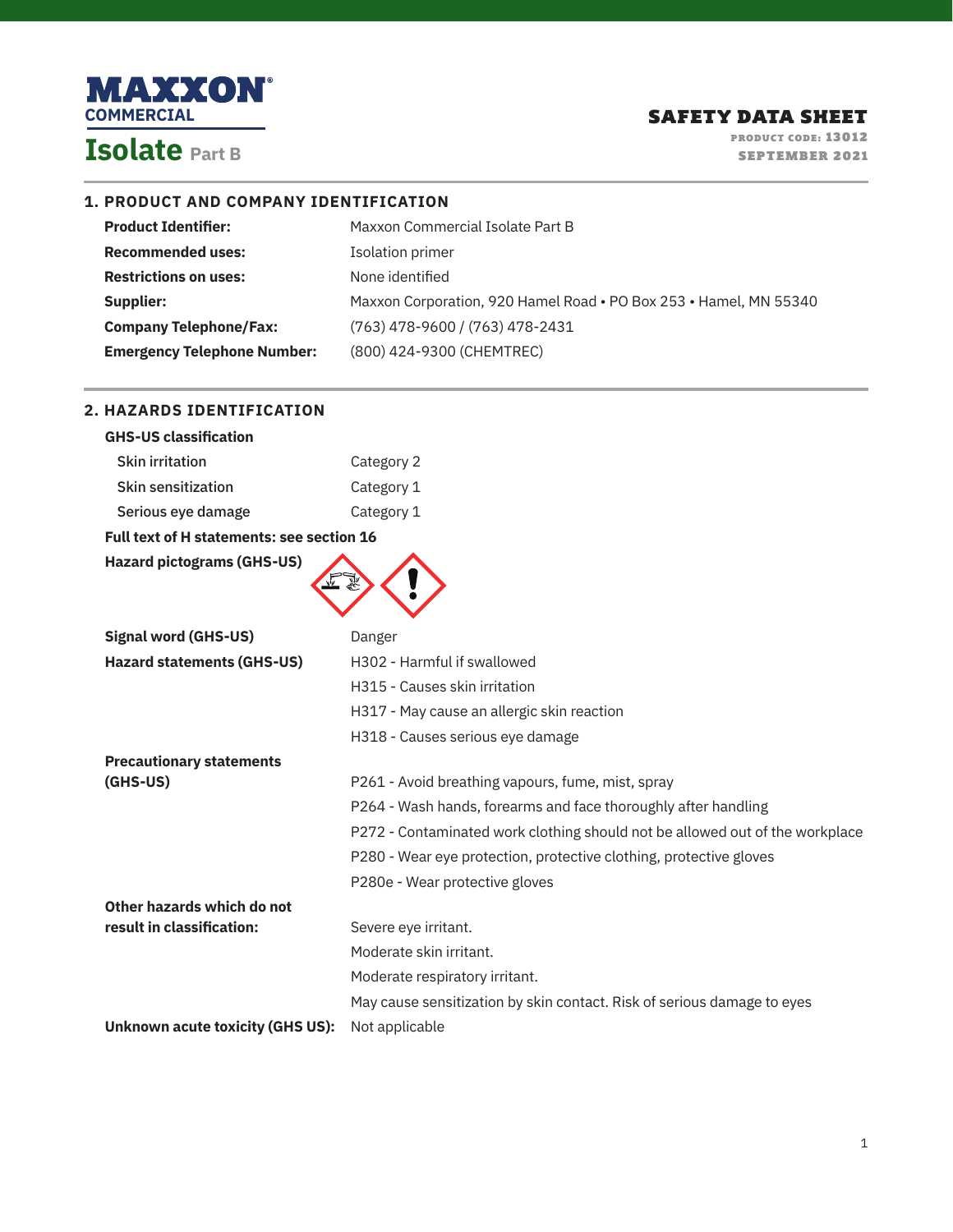# MAXXON® COMMERCIAL

# Isolate Part B

**SAFETY DATA SHEET**
PRODUCT CODE: 13012
SEPTEMBER 2021

## 1. PRODUCT AND COMPANY IDENTIFICATION

| | |
|---|---|
| **Product Identifier:** | Maxxon Commercial Isolate Part B |
| **Recommended uses:** | Isolation primer |
| **Restrictions on uses:** | None identified |
| **Supplier:** | Maxxon Corporation, 920 Hamel Road • PO Box 253 • Hamel, MN 55340 |
| **Company Telephone/Fax:** | (763) 478-9600 / (763) 478-2431 |
| **Emergency Telephone Number:** | (800) 424-9300 (CHEMTREC) |

## 2. HAZARDS IDENTIFICATION

**GHS-US classification**

| | |
|---|---|
| Skin irritation | Category 2 |
| Skin sensitization | Category 1 |
| Serious eye damage | Category 1 |

**Full text of H statements: see section 16**

**Hazard pictograms (GHS-US)**

**Signal word (GHS-US)** Danger

**Hazard statements (GHS-US)**

- H302 - Harmful if swallowed
- H315 - Causes skin irritation
- H317 - May cause an allergic skin reaction
- H318 - Causes serious eye damage

**Precautionary statements (GHS-US)**

- P261 - Avoid breathing vapours, fume, mist, spray
- P264 - Wash hands, forearms and face thoroughly after handling
- P272 - Contaminated work clothing should not be allowed out of the workplace
- P280 - Wear eye protection, protective clothing, protective gloves
- P280e - Wear protective gloves

**Other hazards which do not result in classification:**

Severe eye irritant.
Moderate skin irritant.
Moderate respiratory irritant.
May cause sensitization by skin contact. Risk of serious damage to eyes

**Unknown acute toxicity (GHS US):** Not applicable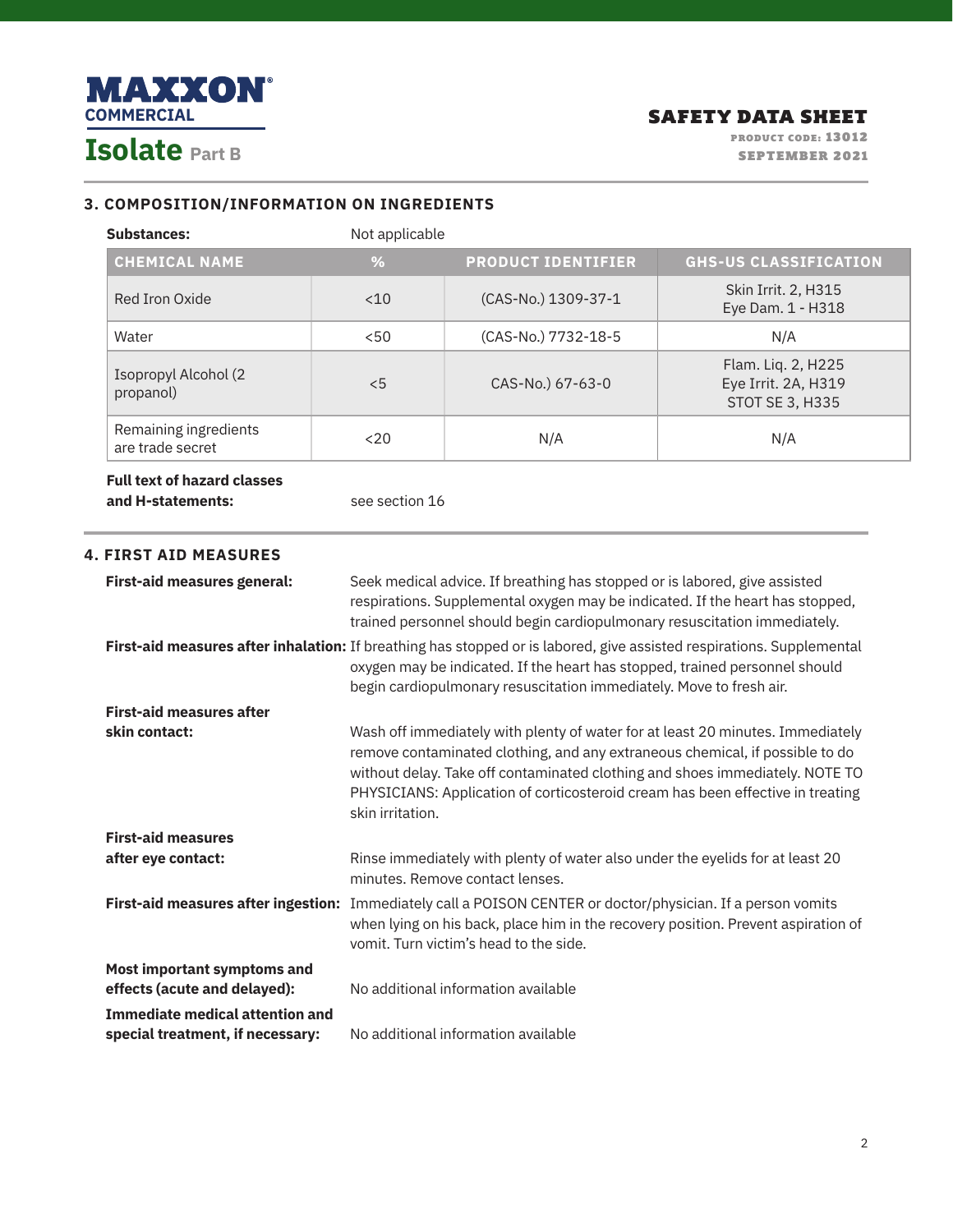## 3. COMPOSITION/INFORMATION ON INGREDIENTS

**Substances:** Not applicable

| CHEMICAL NAME | % | PRODUCT IDENTIFIER | GHS-US CLASSIFICATION |
|---|---|---|---|
| Red Iron Oxide | <10 | (CAS-No.) 1309-37-1 | Skin Irrit. 2, H315<br>Eye Dam. 1 - H318 |
| Water | <50 | (CAS-No.) 7732-18-5 | N/A |
| Isopropyl Alcohol (2 propanol) | <5 | CAS-No.) 67-63-0 | Flam. Liq. 2, H225<br>Eye Irrit. 2A, H319<br>STOT SE 3, H335 |
| Remaining ingredients are trade secret | <20 | N/A | N/A |

**Full text of hazard classes and H-statements:** see section 16

## 4. FIRST AID MEASURES

**First-aid measures general:** Seek medical advice. If breathing has stopped or is labored, give assisted respirations. Supplemental oxygen may be indicated. If the heart has stopped, trained personnel should begin cardiopulmonary resuscitation immediately.

**First-aid measures after inhalation:** If breathing has stopped or is labored, give assisted respirations. Supplemental oxygen may be indicated. If the heart has stopped, trained personnel should begin cardiopulmonary resuscitation immediately. Move to fresh air.

**First-aid measures after skin contact:** Wash off immediately with plenty of water for at least 20 minutes. Immediately remove contaminated clothing, and any extraneous chemical, if possible to do without delay. Take off contaminated clothing and shoes immediately. NOTE TO PHYSICIANS: Application of corticosteroid cream has been effective in treating skin irritation.

**First-aid measures after eye contact:** Rinse immediately with plenty of water also under the eyelids for at least 20 minutes. Remove contact lenses.

**First-aid measures after ingestion:** Immediately call a POISON CENTER or doctor/physician. If a person vomits when lying on his back, place him in the recovery position. Prevent aspiration of vomit. Turn victim's head to the side.

**Most important symptoms and effects (acute and delayed):** No additional information available

**Immediate medical attention and special treatment, if necessary:** No additional information available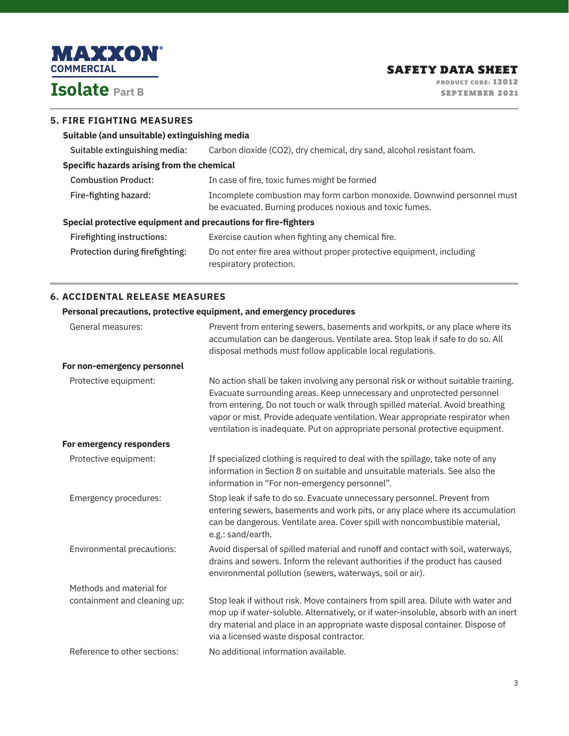## 5. FIRE FIGHTING MEASURES

### Suitable (and unsuitable) extinguishing media

| | |
|---|---|
| Suitable extinguishing media: | Carbon dioxide ($CO_2$), dry chemical, dry sand, alcohol resistant foam. |

### Specific hazards arising from the chemical

| | |
|---|---|
| Combustion Product: | In case of fire, toxic fumes might be formed |
| Fire-fighting hazard: | Incomplete combustion may form carbon monoxide. Downwind personnel must be evacuated. Burning produces noxious and toxic fumes. |

### Special protective equipment and precautions for fire-fighters

| | |
|---|---|
| Firefighting instructions: | Exercise caution when fighting any chemical fire. |
| Protection during firefighting: | Do not enter fire area without proper protective equipment, including respiratory protection. |

## 6. ACCIDENTAL RELEASE MEASURES

### Personal precautions, protective equipment, and emergency procedures

| | |
|---|---|
| General measures: | Prevent from entering sewers, basements and workpits, or any place where its accumulation can be dangerous. Ventilate area. Stop leak if safe to do so. All disposal methods must follow applicable local regulations. |

**For non-emergency personnel**

| | |
|---|---|
| Protective equipment: | No action shall be taken involving any personal risk or without suitable training. Evacuate surrounding areas. Keep unnecessary and unprotected personnel from entering. Do not touch or walk through spilled material. Avoid breathing vapor or mist. Provide adequate ventilation. Wear appropriate respirator when ventilation is inadequate. Put on appropriate personal protective equipment. |

**For emergency responders**

| | |
|---|---|
| Protective equipment: | If specialized clothing is required to deal with the spillage, take note of any information in Section 8 on suitable and unsuitable materials. See also the information in "For non-emergency personnel". |
| Emergency procedures: | Stop leak if safe to do so. Evacuate unnecessary personnel. Prevent from entering sewers, basements and work pits, or any place where its accumulation can be dangerous. Ventilate area. Cover spill with noncombustible material, e.g.: sand/earth. |
| Environmental precautions: | Avoid dispersal of spilled material and runoff and contact with soil, waterways, drains and sewers. Inform the relevant authorities if the product has caused environmental pollution (sewers, waterways, soil or air). |
| Methods and material for containment and cleaning up: | Stop leak if without risk. Move containers from spill area. Dilute with water and mop up if water-soluble. Alternatively, or if water-insoluble, absorb with an inert dry material and place in an appropriate waste disposal container. Dispose of via a licensed waste disposal contractor. |
| Reference to other sections: | No additional information available. |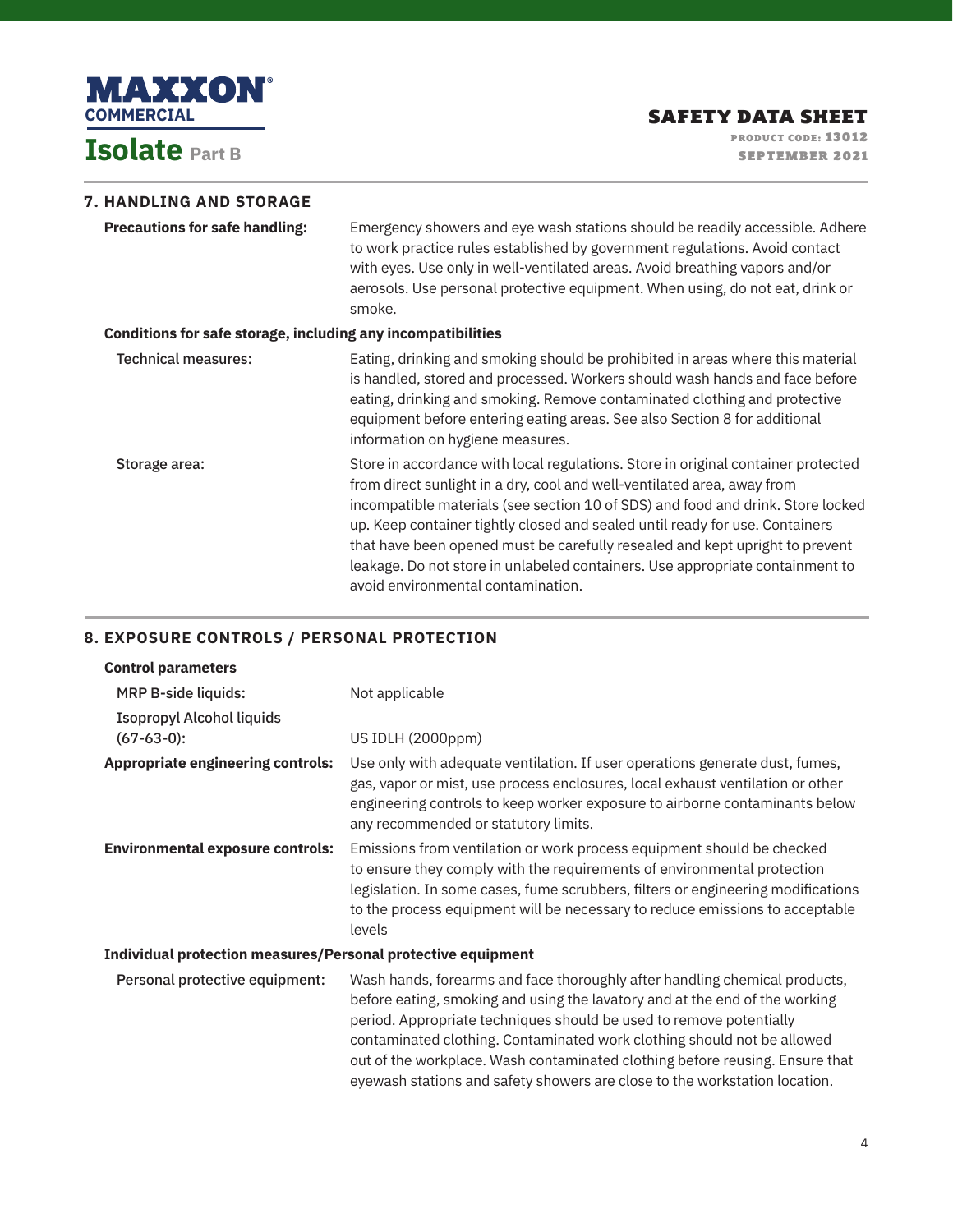## 7. HANDLING AND STORAGE

**Precautions for safe handling:** Emergency showers and eye wash stations should be readily accessible. Adhere to work practice rules established by government regulations. Avoid contact with eyes. Use only in well-ventilated areas. Avoid breathing vapors and/or aerosols. Use personal protective equipment. When using, do not eat, drink or smoke.

**Conditions for safe storage, including any incompatibilities**

Technical measures: Eating, drinking and smoking should be prohibited in areas where this material is handled, stored and processed. Workers should wash hands and face before eating, drinking and smoking. Remove contaminated clothing and protective equipment before entering eating areas. See also Section 8 for additional information on hygiene measures.

Storage area: Store in accordance with local regulations. Store in original container protected from direct sunlight in a dry, cool and well-ventilated area, away from incompatible materials (see section 10 of SDS) and food and drink. Store locked up. Keep container tightly closed and sealed until ready for use. Containers that have been opened must be carefully resealed and kept upright to prevent leakage. Do not store in unlabeled containers. Use appropriate containment to avoid environmental contamination.

## 8. EXPOSURE CONTROLS / PERSONAL PROTECTION

**Control parameters**

MRP B-side liquids: Not applicable

Isopropyl Alcohol liquids (67-63-0): US IDLH (2000ppm)

**Appropriate engineering controls:** Use only with adequate ventilation. If user operations generate dust, fumes, gas, vapor or mist, use process enclosures, local exhaust ventilation or other engineering controls to keep worker exposure to airborne contaminants below any recommended or statutory limits.

**Environmental exposure controls:** Emissions from ventilation or work process equipment should be checked to ensure they comply with the requirements of environmental protection legislation. In some cases, fume scrubbers, filters or engineering modifications to the process equipment will be necessary to reduce emissions to acceptable levels

**Individual protection measures/Personal protective equipment**

Personal protective equipment: Wash hands, forearms and face thoroughly after handling chemical products, before eating, smoking and using the lavatory and at the end of the working period. Appropriate techniques should be used to remove potentially contaminated clothing. Contaminated work clothing should not be allowed out of the workplace. Wash contaminated clothing before reusing. Ensure that eyewash stations and safety showers are close to the workstation location.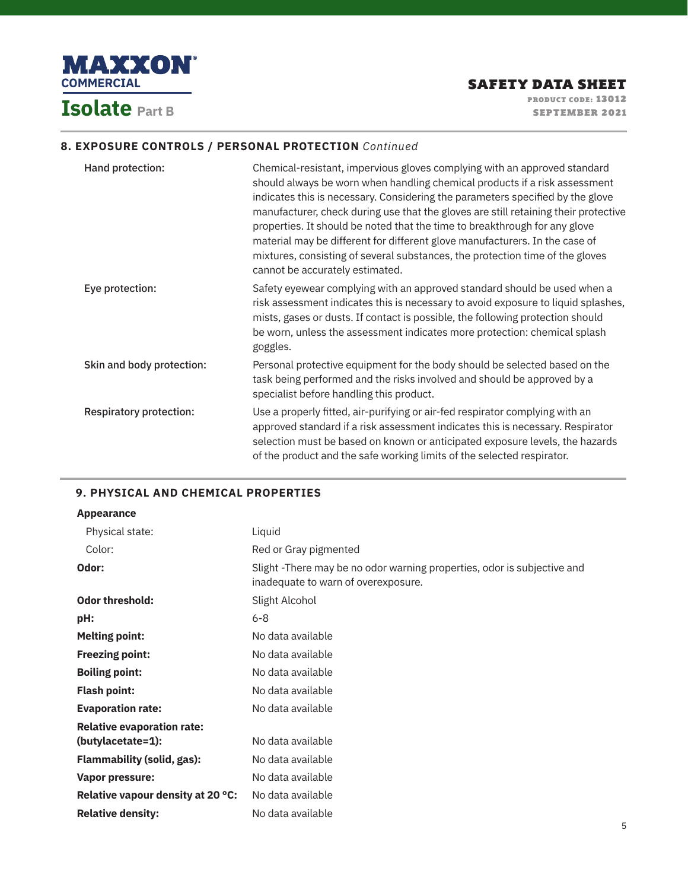## 8. EXPOSURE CONTROLS / PERSONAL PROTECTION *Continued*

| | |
|---|---|
| Hand protection: | Chemical-resistant, impervious gloves complying with an approved standard should always be worn when handling chemical products if a risk assessment indicates this is necessary. Considering the parameters specified by the glove manufacturer, check during use that the gloves are still retaining their protective properties. It should be noted that the time to breakthrough for any glove material may be different for different glove manufacturers. In the case of mixtures, consisting of several substances, the protection time of the gloves cannot be accurately estimated. |
| Eye protection: | Safety eyewear complying with an approved standard should be used when a risk assessment indicates this is necessary to avoid exposure to liquid splashes, mists, gases or dusts. If contact is possible, the following protection should be worn, unless the assessment indicates more protection: chemical splash goggles. |
| Skin and body protection: | Personal protective equipment for the body should be selected based on the task being performed and the risks involved and should be approved by a specialist before handling this product. |
| Respiratory protection: | Use a properly fitted, air-purifying or air-fed respirator complying with an approved standard if a risk assessment indicates this is necessary. Respirator selection must be based on known or anticipated exposure levels, the hazards of the product and the safe working limits of the selected respirator. |

## 9. PHYSICAL AND CHEMICAL PROPERTIES

| | |
|---|---|
| **Appearance** | |
| Physical state: | Liquid |
| Color: | Red or Gray pigmented |
| **Odor:** | Slight -There may be no odor warning properties, odor is subjective and inadequate to warn of overexposure. |
| **Odor threshold:** | Slight Alcohol |
| **pH:** | 6-8 |
| **Melting point:** | No data available |
| **Freezing point:** | No data available |
| **Boiling point:** | No data available |
| **Flash point:** | No data available |
| **Evaporation rate:** | No data available |
| **Relative evaporation rate: (butylacetate=1):** | No data available |
| **Flammability (solid, gas):** | No data available |
| **Vapor pressure:** | No data available |
| **Relative vapour density at 20 °C:** | No data available |
| **Relative density:** | No data available |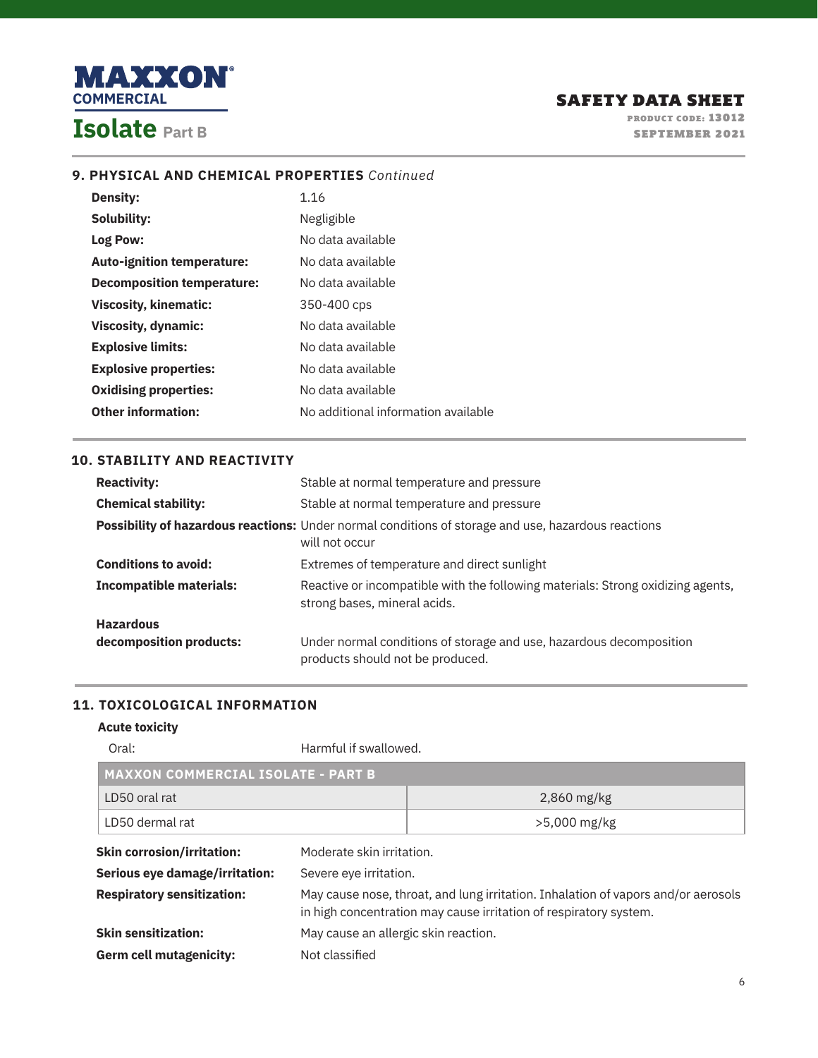## 9. PHYSICAL AND CHEMICAL PROPERTIES *Continued*

| | |
|---|---|
| **Density:** | 1.16 |
| **Solubility:** | Negligible |
| **Log Pow:** | No data available |
| **Auto-ignition temperature:** | No data available |
| **Decomposition temperature:** | No data available |
| **Viscosity, kinematic:** | 350-400 cps |
| **Viscosity, dynamic:** | No data available |
| **Explosive limits:** | No data available |
| **Explosive properties:** | No data available |
| **Oxidising properties:** | No data available |
| **Other information:** | No additional information available |

## 10. STABILITY AND REACTIVITY

| | |
|---|---|
| **Reactivity:** | Stable at normal temperature and pressure |
| **Chemical stability:** | Stable at normal temperature and pressure |
| **Possibility of hazardous reactions:** | Under normal conditions of storage and use, hazardous reactions will not occur |
| **Conditions to avoid:** | Extremes of temperature and direct sunlight |
| **Incompatible materials:** | Reactive or incompatible with the following materials: Strong oxidizing agents, strong bases, mineral acids. |
| **Hazardous decomposition products:** | Under normal conditions of storage and use, hazardous decomposition products should not be produced. |

## 11. TOXICOLOGICAL INFORMATION

**Acute toxicity**

Oral: Harmful if swallowed.

| MAXXON COMMERCIAL ISOLATE - PART B | |
|---|---|
| LD50 oral rat | 2,860 mg/kg |
| LD50 dermal rat | >5,000 mg/kg |

| | |
|---|---|
| **Skin corrosion/irritation:** | Moderate skin irritation. |
| **Serious eye damage/irritation:** | Severe eye irritation. |
| **Respiratory sensitization:** | May cause nose, throat, and lung irritation. Inhalation of vapors and/or aerosols in high concentration may cause irritation of respiratory system. |
| **Skin sensitization:** | May cause an allergic skin reaction. |
| **Germ cell mutagenicity:** | Not classified |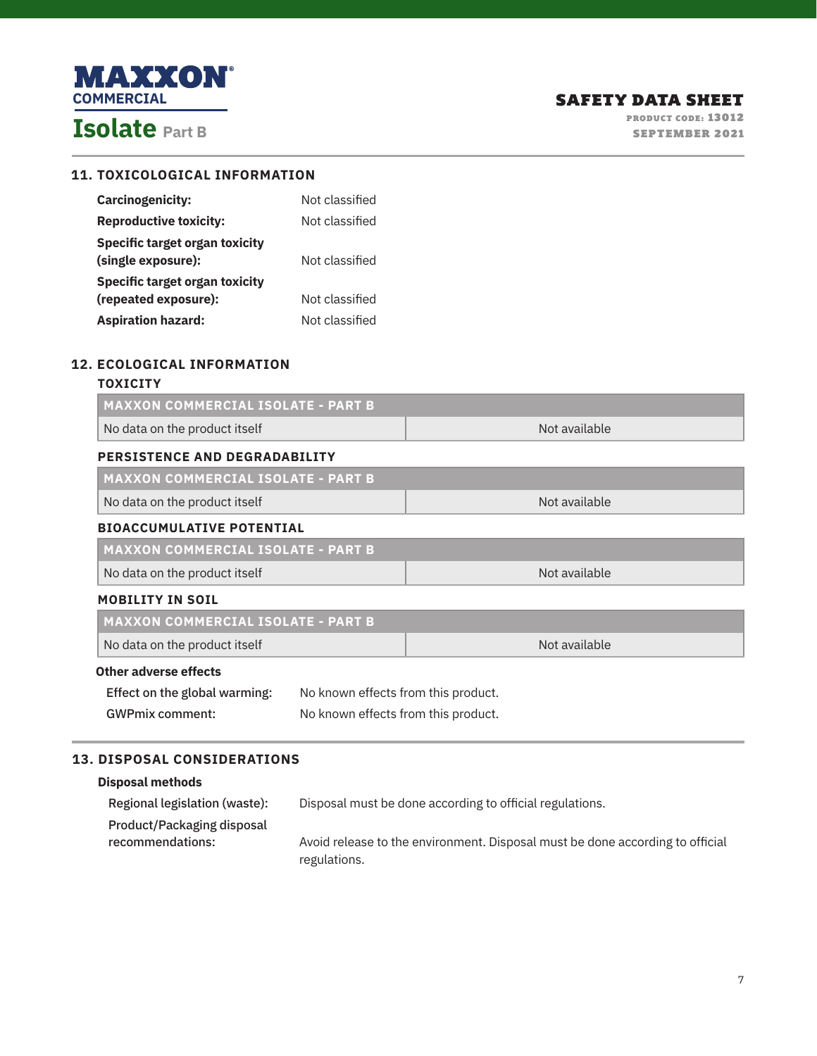## 11. TOXICOLOGICAL INFORMATION

**Carcinogenicity:** Not classified

**Reproductive toxicity:** Not classified

**Specific target organ toxicity (single exposure):** Not classified

**Specific target organ toxicity (repeated exposure):** Not classified

**Aspiration hazard:** Not classified

## 12. ECOLOGICAL INFORMATION

### TOXICITY

| MAXXON COMMERCIAL ISOLATE - PART B | |
|---|---|
| No data on the product itself | Not available |

### PERSISTENCE AND DEGRADABILITY

| MAXXON COMMERCIAL ISOLATE - PART B | |
|---|---|
| No data on the product itself | Not available |

### BIOACCUMULATIVE POTENTIAL

| MAXXON COMMERCIAL ISOLATE - PART B | |
|---|---|
| No data on the product itself | Not available |

### MOBILITY IN SOIL

| MAXXON COMMERCIAL ISOLATE - PART B | |
|---|---|
| No data on the product itself | Not available |

**Other adverse effects**

Effect on the global warming: No known effects from this product.

GWPmix comment: No known effects from this product.

## 13. DISPOSAL CONSIDERATIONS

**Disposal methods**

Regional legislation (waste): Disposal must be done according to official regulations.

Product/Packaging disposal recommendations: Avoid release to the environment. Disposal must be done according to official regulations.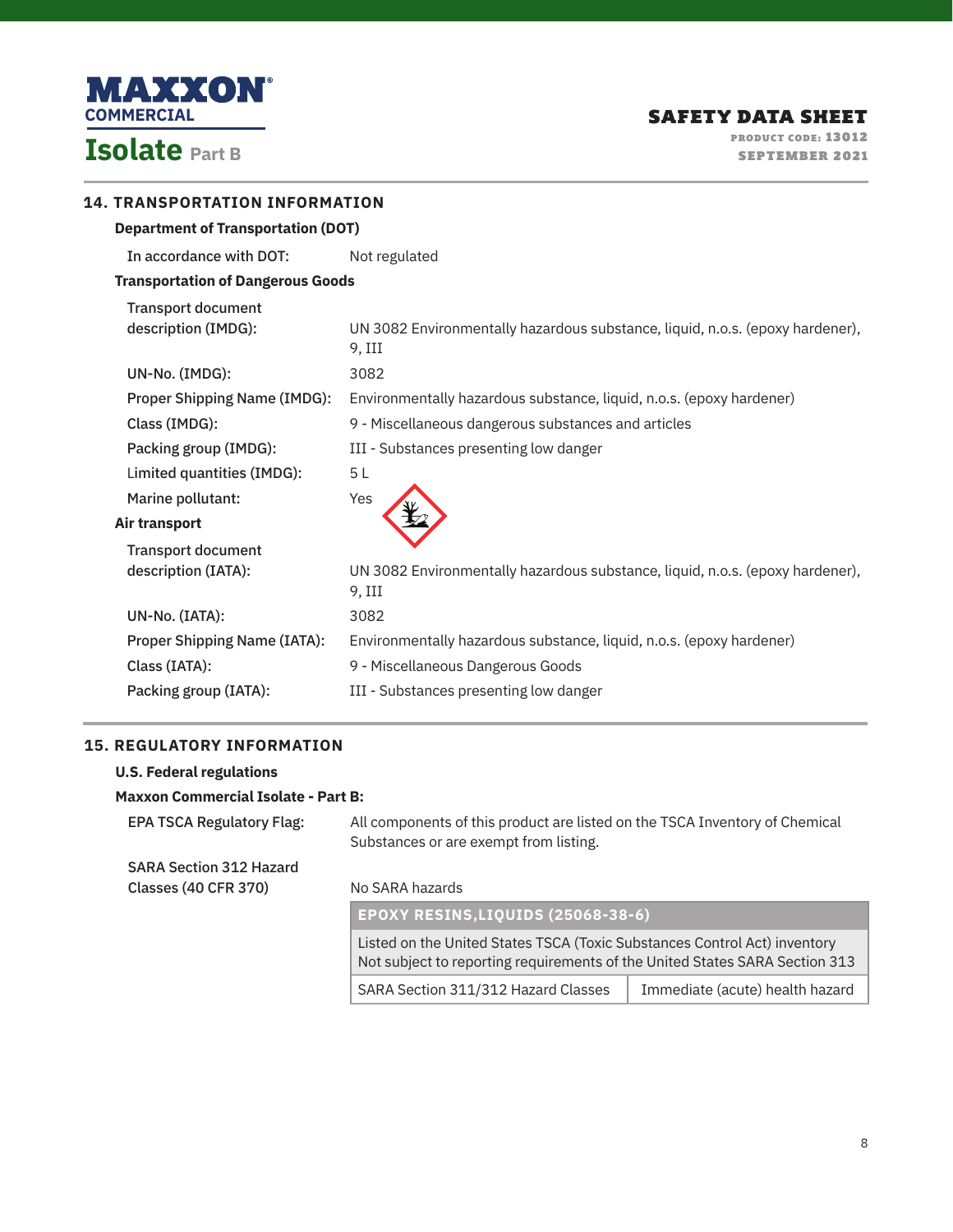## 14. TRANSPORTATION INFORMATION

**Department of Transportation (DOT)**

| | |
|---|---|
| In accordance with DOT: | Not regulated |

**Transportation of Dangerous Goods**

| | |
|---|---|
| Transport document description (IMDG): | UN 3082 Environmentally hazardous substance, liquid, n.o.s. (epoxy hardener), 9, III |
| UN-No. (IMDG): | 3082 |
| Proper Shipping Name (IMDG): | Environmentally hazardous substance, liquid, n.o.s. (epoxy hardener) |
| Class (IMDG): | 9 - Miscellaneous dangerous substances and articles |
| Packing group (IMDG): | III - Substances presenting low danger |
| Limited quantities (IMDG): | 5 L |
| Marine pollutant: | Yes |

**Air transport**

| | |
|---|---|
| Transport document description (IATA): | UN 3082 Environmentally hazardous substance, liquid, n.o.s. (epoxy hardener), 9, III |
| UN-No. (IATA): | 3082 |
| Proper Shipping Name (IATA): | Environmentally hazardous substance, liquid, n.o.s. (epoxy hardener) |
| Class (IATA): | 9 - Miscellaneous Dangerous Goods |
| Packing group (IATA): | III - Substances presenting low danger |

## 15. REGULATORY INFORMATION

**U.S. Federal regulations**

**Maxxon Commercial Isolate - Part B:**

| | |
|---|---|
| EPA TSCA Regulatory Flag: | All components of this product are listed on the TSCA Inventory of Chemical Substances or are exempt from listing. |
| SARA Section 312 Hazard Classes (40 CFR 370) | No SARA hazards |

| EPOXY RESINS,LIQUIDS (25068-38-6) | |
|---|---|
| Listed on the United States TSCA (Toxic Substances Control Act) inventory<br>Not subject to reporting requirements of the United States SARA Section 313 | |
| SARA Section 311/312 Hazard Classes | Immediate (acute) health hazard |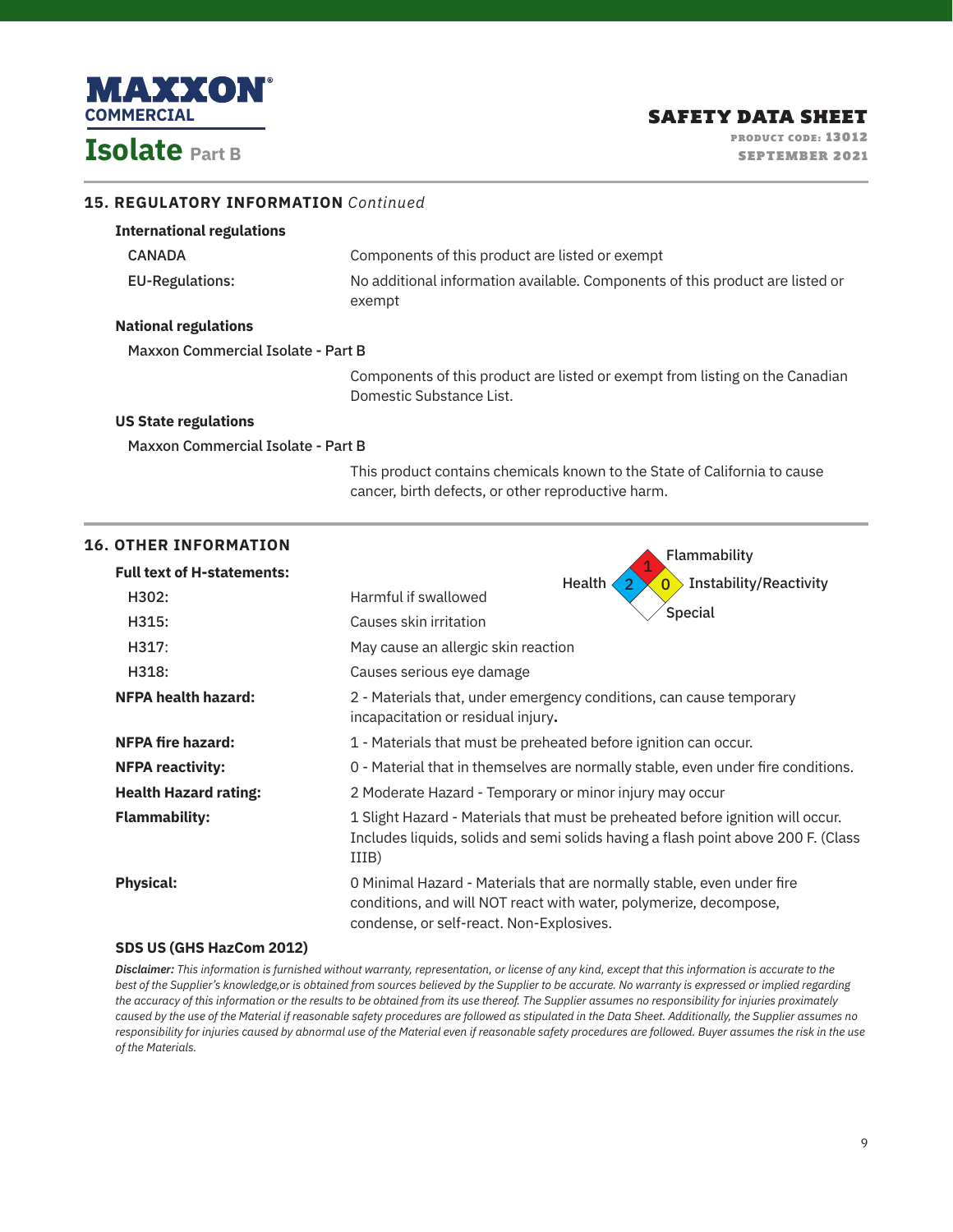## 15. REGULATORY INFORMATION *Continued*

**International regulations**

| | |
|---|---|
| CANADA | Components of this product are listed or exempt |
| EU-Regulations: | No additional information available. Components of this product are listed or exempt |

**National regulations**

Maxxon Commercial Isolate - Part B

Components of this product are listed or exempt from listing on the Canadian Domestic Substance List.

**US State regulations**

Maxxon Commercial Isolate - Part B

This product contains chemicals known to the State of California to cause cancer, birth defects, or other reproductive harm.

## 16. OTHER INFORMATION

Flammability
1
Health
2
0
Instability/Reactivity
Special

**Full text of H-statements:**

| | |
|---|---|
| H302: | Harmful if swallowed |
| H315: | Causes skin irritation |
| H317: | May cause an allergic skin reaction |
| H318: | Causes serious eye damage |
| **NFPA health hazard:** | 2 - Materials that, under emergency conditions, can cause temporary incapacitation or residual injury**.** |
| **NFPA fire hazard:** | 1 - Materials that must be preheated before ignition can occur. |
| **NFPA reactivity:** | 0 - Material that in themselves are normally stable, even under fire conditions. |
| **Health Hazard rating:** | 2 Moderate Hazard - Temporary or minor injury may occur |
| **Flammability:** | 1 Slight Hazard - Materials that must be preheated before ignition will occur. Includes liquids, solids and semi solids having a flash point above 200 F. (Class IIIB) |
| **Physical:** | 0 Minimal Hazard - Materials that are normally stable, even under fire conditions, and will NOT react with water, polymerize, decompose, condense, or self-react. Non-Explosives. |

**SDS US (GHS HazCom 2012)**

***Disclaimer:*** *This information is furnished without warranty, representation, or license of any kind, except that this information is accurate to the best of the Supplier's knowledge,or is obtained from sources believed by the Supplier to be accurate. No warranty is expressed or implied regarding the accuracy of this information or the results to be obtained from its use thereof. The Supplier assumes no responsibility for injuries proximately caused by the use of the Material if reasonable safety procedures are followed as stipulated in the Data Sheet. Additionally, the Supplier assumes no responsibility for injuries caused by abnormal use of the Material even if reasonable safety procedures are followed. Buyer assumes the risk in the use of the Materials.*